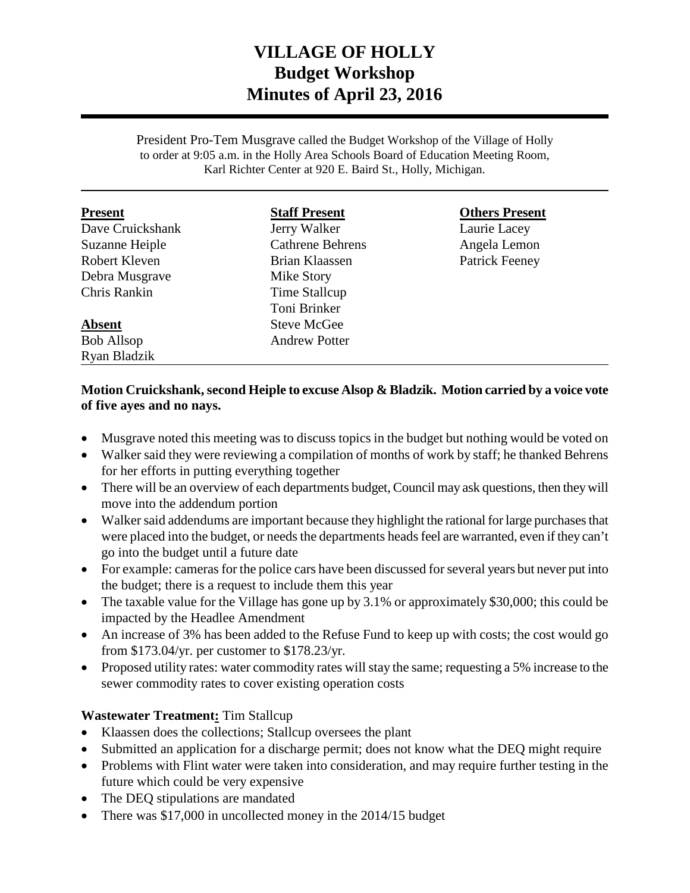# VILLAGE OF HOLLY
## Budget Workshop
## Minutes of April 23, 2016

President Pro-Tem Musgrave called the Budget Workshop of the Village of Holly to order at 9:05 a.m. in the Holly Area Schools Board of Education Meeting Room, Karl Richter Center at 920 E. Baird St., Holly, Michigan.

| **Present** | **Staff Present** | **Others Present** |
|---|---|---|
| Dave Cruickshank | Jerry Walker | Laurie Lacey |
| Suzanne Heiple | Cathrene Behrens | Angela Lemon |
| Robert Kleven | Brian Klaassen | Patrick Feeney |
| Debra Musgrave | Mike Story | |
| Chris Rankin | Time Stallcup | |
| | Toni Brinker | |
| **Absent** | Steve McGee | |
| Bob Allsop | Andrew Potter | |
| Ryan Bladzik | | |

**Motion Cruickshank, second Heiple to excuse Alsop & Bladzik. Motion carried by a voice vote of five ayes and no nays.**

- Musgrave noted this meeting was to discuss topics in the budget but nothing would be voted on
- Walker said they were reviewing a compilation of months of work by staff; he thanked Behrens for her efforts in putting everything together
- There will be an overview of each departments budget, Council may ask questions, then they will move into the addendum portion
- Walker said addendums are important because they highlight the rational for large purchases that were placed into the budget, or needs the departments heads feel are warranted, even if they can't go into the budget until a future date
- For example: cameras for the police cars have been discussed for several years but never put into the budget; there is a request to include them this year
- The taxable value for the Village has gone up by 3.1% or approximately $30,000; this could be impacted by the Headlee Amendment
- An increase of 3% has been added to the Refuse Fund to keep up with costs; the cost would go from $173.04/yr. per customer to $178.23/yr.
- Proposed utility rates: water commodity rates will stay the same; requesting a 5% increase to the sewer commodity rates to cover existing operation costs

**Wastewater Treatment:** Tim Stallcup

- Klaassen does the collections; Stallcup oversees the plant
- Submitted an application for a discharge permit; does not know what the DEQ might require
- Problems with Flint water were taken into consideration, and may require further testing in the future which could be very expensive
- The DEQ stipulations are mandated
- There was $17,000 in uncollected money in the 2014/15 budget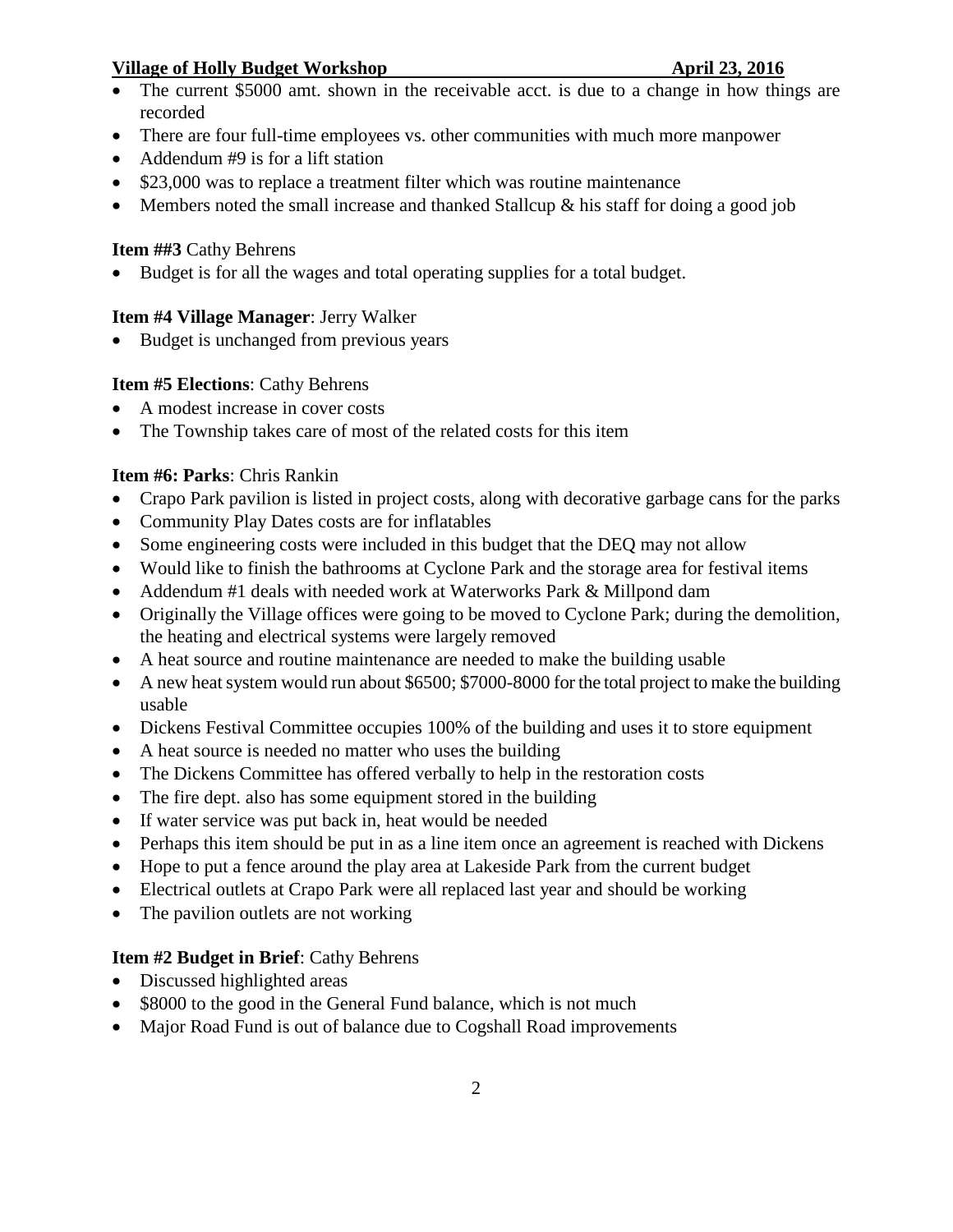- The current $5000 amt. shown in the receivable acct. is due to a change in how things are recorded
- There are four full-time employees vs. other communities with much more manpower
- Addendum #9 is for a lift station
- $23,000 was to replace a treatment filter which was routine maintenance
- Members noted the small increase and thanked Stallcup & his staff for doing a good job

**Item ##3** Cathy Behrens

- Budget is for all the wages and total operating supplies for a total budget.

**Item #4 Village Manager**: Jerry Walker

- Budget is unchanged from previous years

**Item #5 Elections**: Cathy Behrens

- A modest increase in cover costs
- The Township takes care of most of the related costs for this item

**Item #6: Parks**: Chris Rankin

- Crapo Park pavilion is listed in project costs, along with decorative garbage cans for the parks
- Community Play Dates costs are for inflatables
- Some engineering costs were included in this budget that the DEQ may not allow
- Would like to finish the bathrooms at Cyclone Park and the storage area for festival items
- Addendum #1 deals with needed work at Waterworks Park & Millpond dam
- Originally the Village offices were going to be moved to Cyclone Park; during the demolition, the heating and electrical systems were largely removed
- A heat source and routine maintenance are needed to make the building usable
- A new heat system would run about $6500; $7000-8000 for the total project to make the building usable
- Dickens Festival Committee occupies 100% of the building and uses it to store equipment
- A heat source is needed no matter who uses the building
- The Dickens Committee has offered verbally to help in the restoration costs
- The fire dept. also has some equipment stored in the building
- If water service was put back in, heat would be needed
- Perhaps this item should be put in as a line item once an agreement is reached with Dickens
- Hope to put a fence around the play area at Lakeside Park from the current budget
- Electrical outlets at Crapo Park were all replaced last year and should be working
- The pavilion outlets are not working

**Item #2 Budget in Brief**: Cathy Behrens

- Discussed highlighted areas
- $8000 to the good in the General Fund balance, which is not much
- Major Road Fund is out of balance due to Cogshall Road improvements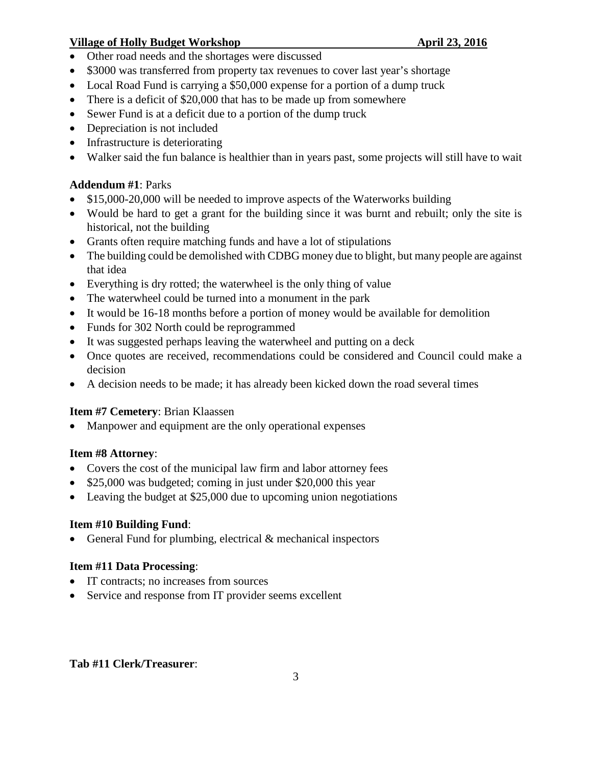- Other road needs and the shortages were discussed
- $3000 was transferred from property tax revenues to cover last year's shortage
- Local Road Fund is carrying a $50,000 expense for a portion of a dump truck
- There is a deficit of $20,000 that has to be made up from somewhere
- Sewer Fund is at a deficit due to a portion of the dump truck
- Depreciation is not included
- Infrastructure is deteriorating
- Walker said the fun balance is healthier than in years past, some projects will still have to wait

**Addendum #1**: Parks

- $15,000-20,000 will be needed to improve aspects of the Waterworks building
- Would be hard to get a grant for the building since it was burnt and rebuilt; only the site is historical, not the building
- Grants often require matching funds and have a lot of stipulations
- The building could be demolished with CDBG money due to blight, but many people are against that idea
- Everything is dry rotted; the waterwheel is the only thing of value
- The waterwheel could be turned into a monument in the park
- It would be 16-18 months before a portion of money would be available for demolition
- Funds for 302 North could be reprogrammed
- It was suggested perhaps leaving the waterwheel and putting on a deck
- Once quotes are received, recommendations could be considered and Council could make a decision
- A decision needs to be made; it has already been kicked down the road several times

**Item #7 Cemetery**: Brian Klaassen

- Manpower and equipment are the only operational expenses

**Item #8 Attorney**:

- Covers the cost of the municipal law firm and labor attorney fees
- $25,000 was budgeted; coming in just under $20,000 this year
- Leaving the budget at $25,000 due to upcoming union negotiations

**Item #10 Building Fund**:

- General Fund for plumbing, electrical & mechanical inspectors

**Item #11 Data Processing**:

- IT contracts; no increases from sources
- Service and response from IT provider seems excellent

**Tab #11 Clerk/Treasurer**: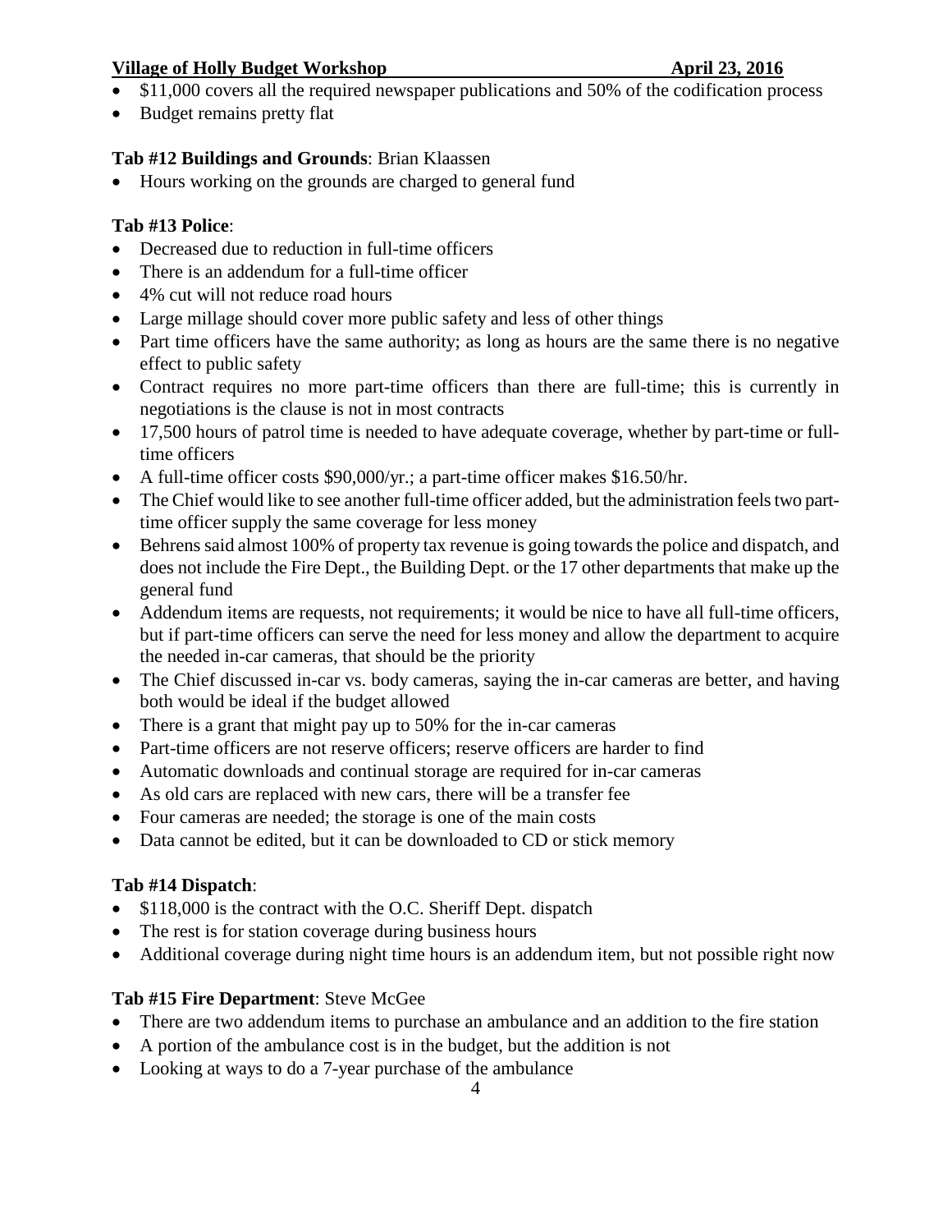- $11,000 covers all the required newspaper publications and 50% of the codification process
- Budget remains pretty flat

**Tab #12 Buildings and Grounds**: Brian Klaassen

- Hours working on the grounds are charged to general fund

**Tab #13 Police**:

- Decreased due to reduction in full-time officers
- There is an addendum for a full-time officer
- 4% cut will not reduce road hours
- Large millage should cover more public safety and less of other things
- Part time officers have the same authority; as long as hours are the same there is no negative effect to public safety
- Contract requires no more part-time officers than there are full-time; this is currently in negotiations is the clause is not in most contracts
- 17,500 hours of patrol time is needed to have adequate coverage, whether by part-time or full-time officers
- A full-time officer costs $90,000/yr.; a part-time officer makes $16.50/hr.
- The Chief would like to see another full-time officer added, but the administration feels two part-time officer supply the same coverage for less money
- Behrens said almost 100% of property tax revenue is going towards the police and dispatch, and does not include the Fire Dept., the Building Dept. or the 17 other departments that make up the general fund
- Addendum items are requests, not requirements; it would be nice to have all full-time officers, but if part-time officers can serve the need for less money and allow the department to acquire the needed in-car cameras, that should be the priority
- The Chief discussed in-car vs. body cameras, saying the in-car cameras are better, and having both would be ideal if the budget allowed
- There is a grant that might pay up to 50% for the in-car cameras
- Part-time officers are not reserve officers; reserve officers are harder to find
- Automatic downloads and continual storage are required for in-car cameras
- As old cars are replaced with new cars, there will be a transfer fee
- Four cameras are needed; the storage is one of the main costs
- Data cannot be edited, but it can be downloaded to CD or stick memory

**Tab #14 Dispatch**:

- $118,000 is the contract with the O.C. Sheriff Dept. dispatch
- The rest is for station coverage during business hours
- Additional coverage during night time hours is an addendum item, but not possible right now

**Tab #15 Fire Department**: Steve McGee

- There are two addendum items to purchase an ambulance and an addition to the fire station
- A portion of the ambulance cost is in the budget, but the addition is not
- Looking at ways to do a 7-year purchase of the ambulance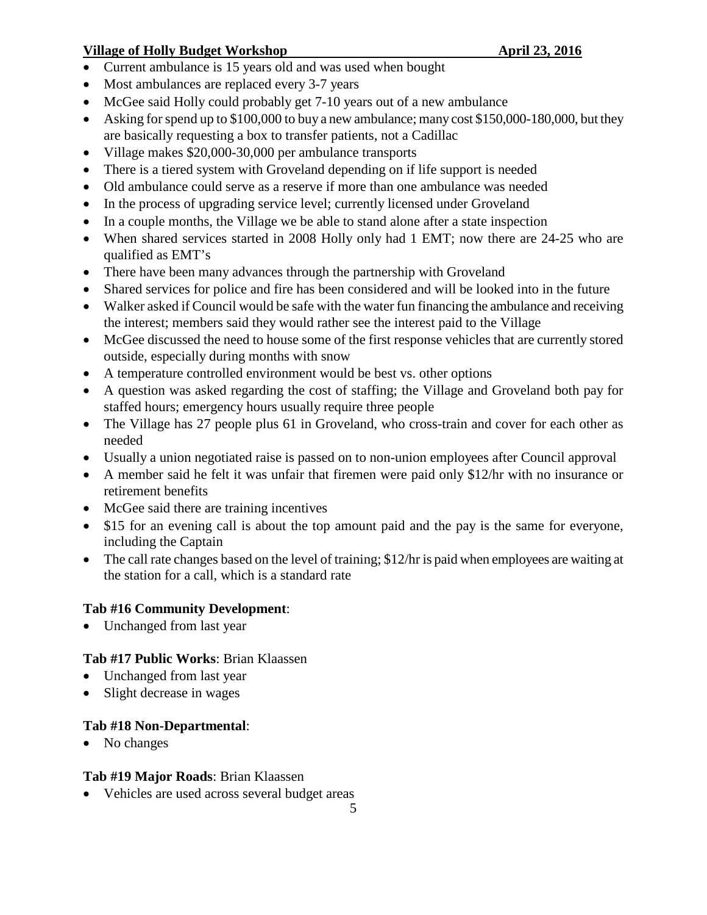- Current ambulance is 15 years old and was used when bought
- Most ambulances are replaced every 3-7 years
- McGee said Holly could probably get 7-10 years out of a new ambulance
- Asking for spend up to $100,000 to buy a new ambulance; many cost $150,000-180,000, but they are basically requesting a box to transfer patients, not a Cadillac
- Village makes $20,000-30,000 per ambulance transports
- There is a tiered system with Groveland depending on if life support is needed
- Old ambulance could serve as a reserve if more than one ambulance was needed
- In the process of upgrading service level; currently licensed under Groveland
- In a couple months, the Village we be able to stand alone after a state inspection
- When shared services started in 2008 Holly only had 1 EMT; now there are 24-25 who are qualified as EMT's
- There have been many advances through the partnership with Groveland
- Shared services for police and fire has been considered and will be looked into in the future
- Walker asked if Council would be safe with the water fun financing the ambulance and receiving the interest; members said they would rather see the interest paid to the Village
- McGee discussed the need to house some of the first response vehicles that are currently stored outside, especially during months with snow
- A temperature controlled environment would be best vs. other options
- A question was asked regarding the cost of staffing; the Village and Groveland both pay for staffed hours; emergency hours usually require three people
- The Village has 27 people plus 61 in Groveland, who cross-train and cover for each other as needed
- Usually a union negotiated raise is passed on to non-union employees after Council approval
- A member said he felt it was unfair that firemen were paid only $12/hr with no insurance or retirement benefits
- McGee said there are training incentives
- $15 for an evening call is about the top amount paid and the pay is the same for everyone, including the Captain
- The call rate changes based on the level of training; $12/hr is paid when employees are waiting at the station for a call, which is a standard rate

**Tab #16 Community Development**:

- Unchanged from last year

**Tab #17 Public Works**: Brian Klaassen

- Unchanged from last year
- Slight decrease in wages

**Tab #18 Non-Departmental**:

- No changes

**Tab #19 Major Roads**: Brian Klaassen

- Vehicles are used across several budget areas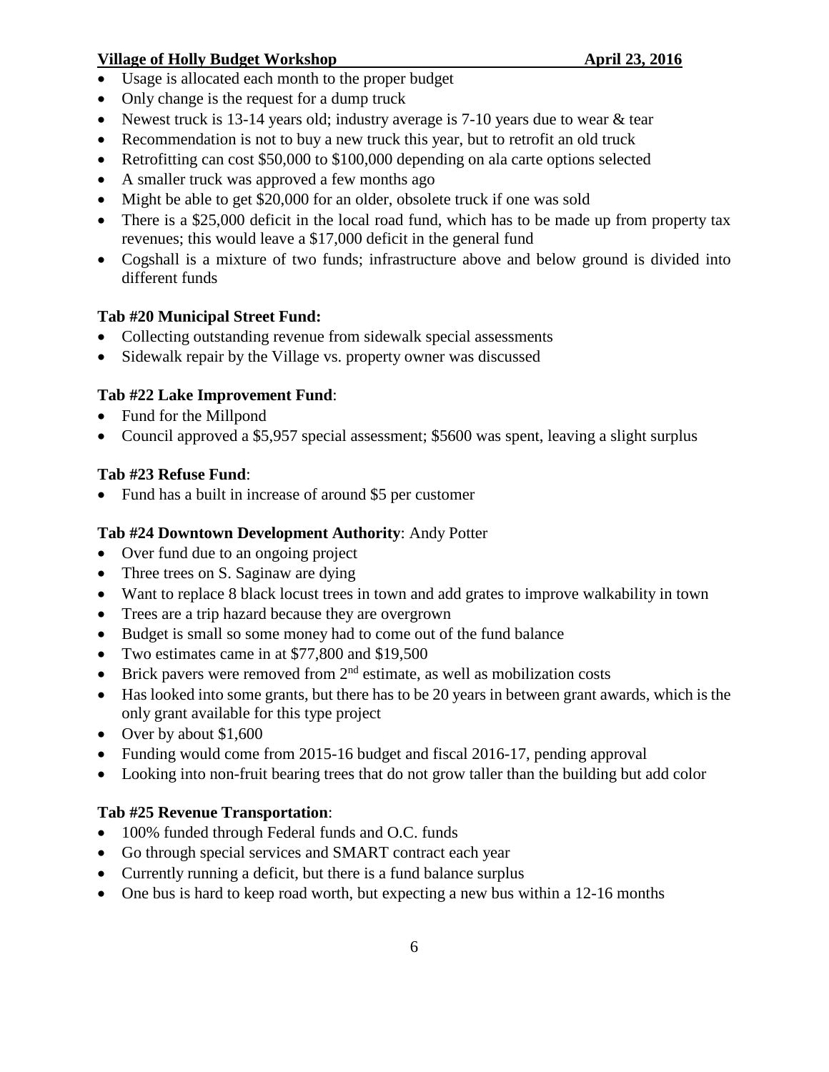- Usage is allocated each month to the proper budget
- Only change is the request for a dump truck
- Newest truck is 13-14 years old; industry average is 7-10 years due to wear & tear
- Recommendation is not to buy a new truck this year, but to retrofit an old truck
- Retrofitting can cost $50,000 to $100,000 depending on ala carte options selected
- A smaller truck was approved a few months ago
- Might be able to get $20,000 for an older, obsolete truck if one was sold
- There is a $25,000 deficit in the local road fund, which has to be made up from property tax revenues; this would leave a $17,000 deficit in the general fund
- Cogshall is a mixture of two funds; infrastructure above and below ground is divided into different funds

**Tab #20 Municipal Street Fund:**

- Collecting outstanding revenue from sidewalk special assessments
- Sidewalk repair by the Village vs. property owner was discussed

**Tab #22 Lake Improvement Fund**:

- Fund for the Millpond
- Council approved a $5,957 special assessment; $5600 was spent, leaving a slight surplus

**Tab #23 Refuse Fund**:

- Fund has a built in increase of around $5 per customer

**Tab #24 Downtown Development Authority**: Andy Potter

- Over fund due to an ongoing project
- Three trees on S. Saginaw are dying
- Want to replace 8 black locust trees in town and add grates to improve walkability in town
- Trees are a trip hazard because they are overgrown
- Budget is small so some money had to come out of the fund balance
- Two estimates came in at $77,800 and $19,500
- Brick pavers were removed from 2nd estimate, as well as mobilization costs
- Has looked into some grants, but there has to be 20 years in between grant awards, which is the only grant available for this type project
- Over by about $1,600
- Funding would come from 2015-16 budget and fiscal 2016-17, pending approval
- Looking into non-fruit bearing trees that do not grow taller than the building but add color

**Tab #25 Revenue Transportation**:

- 100% funded through Federal funds and O.C. funds
- Go through special services and SMART contract each year
- Currently running a deficit, but there is a fund balance surplus
- One bus is hard to keep road worth, but expecting a new bus within a 12-16 months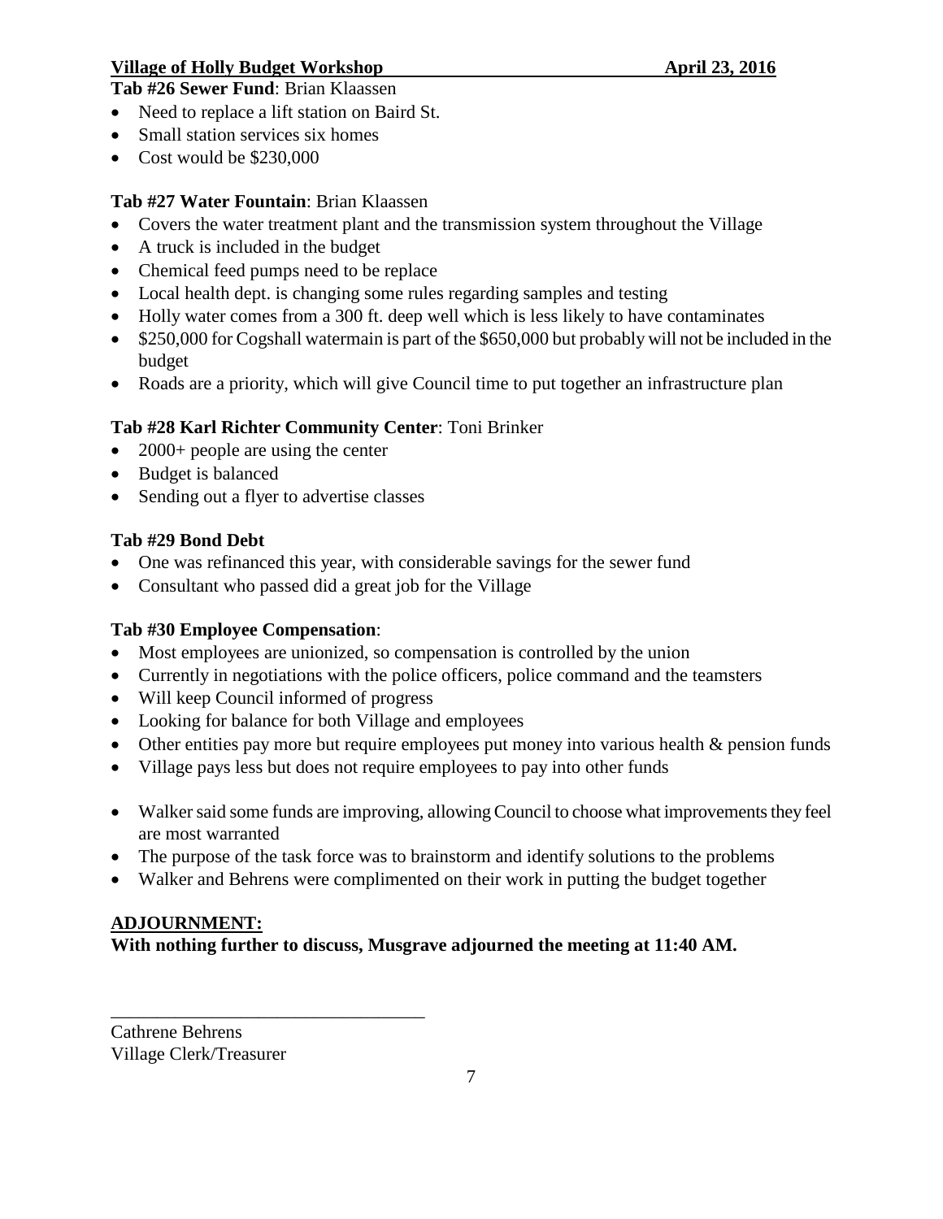**Tab #26 Sewer Fund**: Brian Klaassen

- Need to replace a lift station on Baird St.
- Small station services six homes
- Cost would be $230,000

**Tab #27 Water Fountain**: Brian Klaassen

- Covers the water treatment plant and the transmission system throughout the Village
- A truck is included in the budget
- Chemical feed pumps need to be replace
- Local health dept. is changing some rules regarding samples and testing
- Holly water comes from a 300 ft. deep well which is less likely to have contaminates
- $250,000 for Cogshall watermain is part of the $650,000 but probably will not be included in the budget
- Roads are a priority, which will give Council time to put together an infrastructure plan

**Tab #28 Karl Richter Community Center**: Toni Brinker

- 2000+ people are using the center
- Budget is balanced
- Sending out a flyer to advertise classes

**Tab #29 Bond Debt**

- One was refinanced this year, with considerable savings for the sewer fund
- Consultant who passed did a great job for the Village

**Tab #30 Employee Compensation**:

- Most employees are unionized, so compensation is controlled by the union
- Currently in negotiations with the police officers, police command and the teamsters
- Will keep Council informed of progress
- Looking for balance for both Village and employees
- Other entities pay more but require employees put money into various health & pension funds
- Village pays less but does not require employees to pay into other funds

- Walker said some funds are improving, allowing Council to choose what improvements they feel are most warranted
- The purpose of the task force was to brainstorm and identify solutions to the problems
- Walker and Behrens were complimented on their work in putting the budget together

## ADJOURNMENT:

**With nothing further to discuss, Musgrave adjourned the meeting at 11:40 AM.**

\_\_\_\_\_\_\_\_\_\_\_\_\_\_\_\_\_\_\_\_\_\_\_\_\_\_\_\_\_\_\_\_\_\_

Cathrene Behrens
Village Clerk/Treasurer